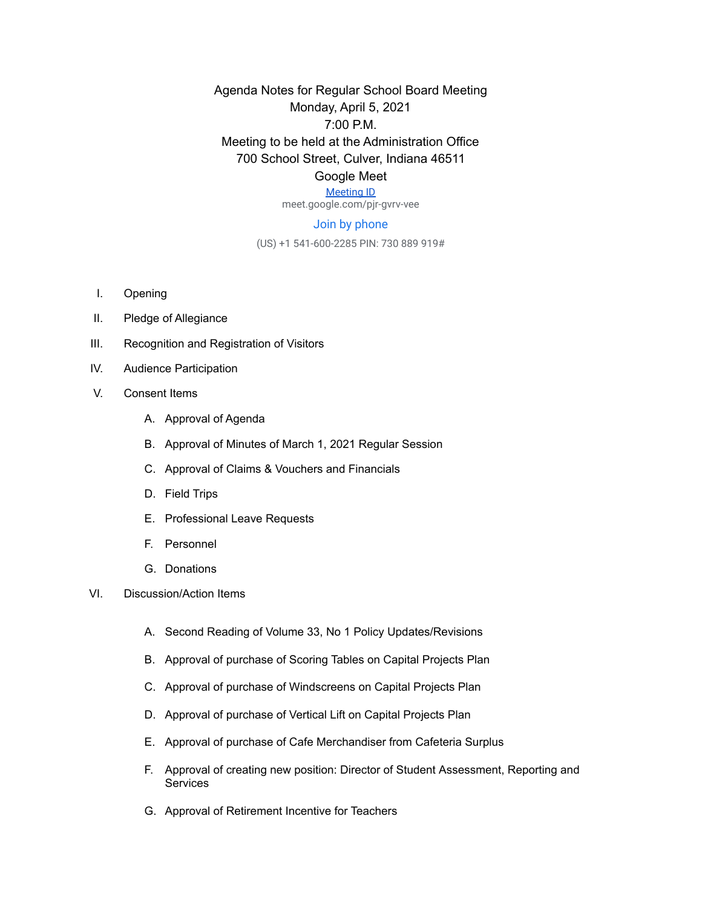# Agenda Notes for Regular School Board Meeting

Monday, April 5, 2021

7:00 P.M.

Meeting to be held at the Administration Office

700 School Street, Culver, Indiana 46511

Google Meet

Meeting ID

meet.google.com/pjr-gvrv-vee

Join by phone

(US) +1 541-600-2285 PIN: 730 889 919#

I. Opening

II. Pledge of Allegiance

III. Recognition and Registration of Visitors

IV. Audience Participation

V. Consent Items

   A. Approval of Agenda
   
   B. Approval of Minutes of March 1, 2021 Regular Session
   
   C. Approval of Claims & Vouchers and Financials
   
   D. Field Trips
   
   E. Professional Leave Requests
   
   F. Personnel
   
   G. Donations

VI. Discussion/Action Items

   A. Second Reading of Volume 33, No 1 Policy Updates/Revisions
   
   B. Approval of purchase of Scoring Tables on Capital Projects Plan
   
   C. Approval of purchase of Windscreens on Capital Projects Plan
   
   D. Approval of purchase of Vertical Lift on Capital Projects Plan
   
   E. Approval of purchase of Cafe Merchandiser from Cafeteria Surplus
   
   F. Approval of creating new position: Director of Student Assessment, Reporting and Services
   
   G. Approval of Retirement Incentive for Teachers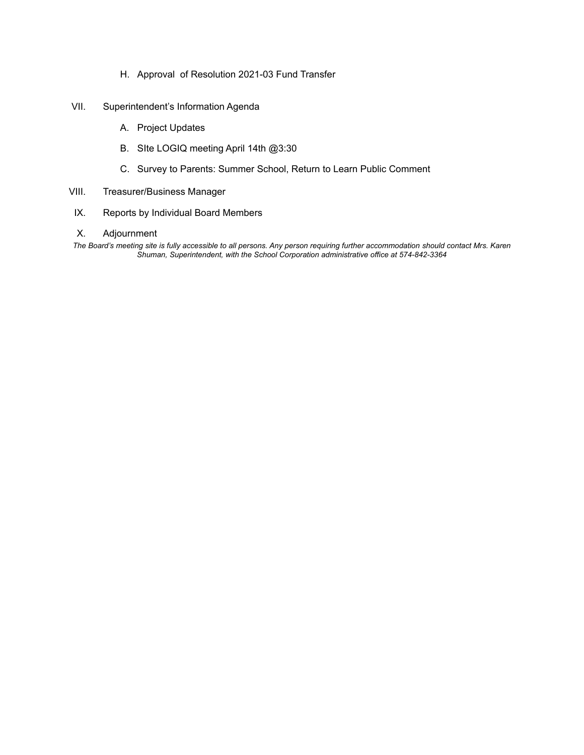H. Approval  of Resolution 2021-03 Fund Transfer

VII. Superintendent's Information Agenda

A. Project Updates

B. SIte LOGIQ meeting April 14th @3:30

C. Survey to Parents: Summer School, Return to Learn Public Comment

VIII. Treasurer/Business Manager

IX. Reports by Individual Board Members

X. Adjournment

*The Board's meeting site is fully accessible to all persons. Any person requiring further accommodation should contact Mrs. Karen Shuman, Superintendent, with the School Corporation administrative office at 574-842-3364*